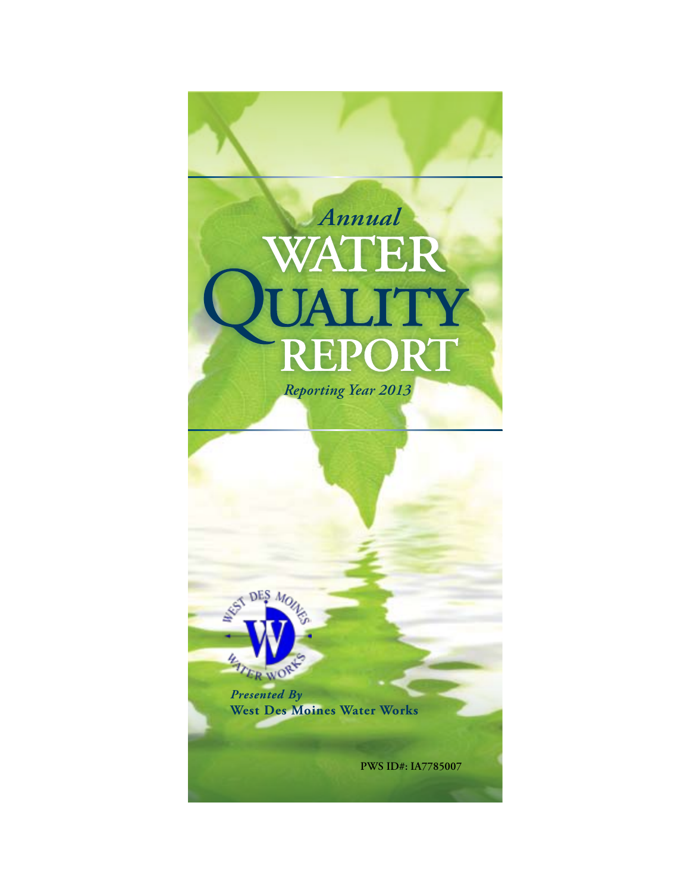*Annual*

# WATER QUALITY REPORT

*Reporting Year 2013*

*Presented By*
**West Des Moines Water Works**

**PWS ID#: IA7785007**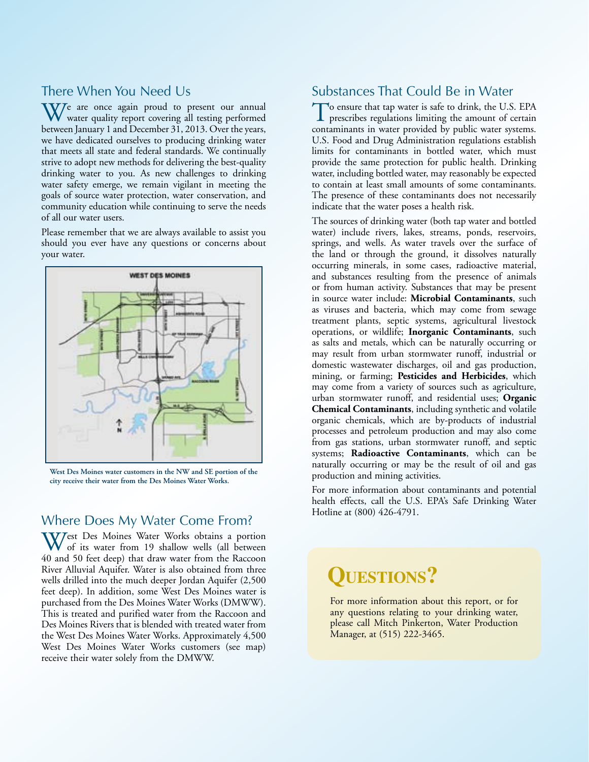## There When You Need Us

We are once again proud to present our annual water quality report covering all testing performed between January 1 and December 31, 2013. Over the years, we have dedicated ourselves to producing drinking water that meets all state and federal standards. We continually strive to adopt new methods for delivering the best-quality drinking water to you. As new challenges to drinking water safety emerge, we remain vigilant in meeting the goals of source water protection, water conservation, and community education while continuing to serve the needs of all our water users.

Please remember that we are always available to assist you should you ever have any questions or concerns about your water.

**West Des Moines water customers in the NW and SE portion of the city receive their water from the Des Moines Water Works.**

## Where Does My Water Come From?

West Des Moines Water Works obtains a portion of its water from 19 shallow wells (all between 40 and 50 feet deep) that draw water from the Raccoon River Alluvial Aquifer. Water is also obtained from three wells drilled into the much deeper Jordan Aquifer (2,500 feet deep). In addition, some West Des Moines water is purchased from the Des Moines Water Works (DMWW). This is treated and purified water from the Raccoon and Des Moines Rivers that is blended with treated water from the West Des Moines Water Works. Approximately 4,500 West Des Moines Water Works customers (see map) receive their water solely from the DMWW.

## Substances That Could Be in Water

To ensure that tap water is safe to drink, the U.S. EPA prescribes regulations limiting the amount of certain contaminants in water provided by public water systems. U.S. Food and Drug Administration regulations establish limits for contaminants in bottled water, which must provide the same protection for public health. Drinking water, including bottled water, may reasonably be expected to contain at least small amounts of some contaminants. The presence of these contaminants does not necessarily indicate that the water poses a health risk.

The sources of drinking water (both tap water and bottled water) include rivers, lakes, streams, ponds, reservoirs, springs, and wells. As water travels over the surface of the land or through the ground, it dissolves naturally occurring minerals, in some cases, radioactive material, and substances resulting from the presence of animals or from human activity. Substances that may be present in source water include: **Microbial Contaminants**, such as viruses and bacteria, which may come from sewage treatment plants, septic systems, agricultural livestock operations, or wildlife; **Inorganic Contaminants**, such as salts and metals, which can be naturally occurring or may result from urban stormwater runoff, industrial or domestic wastewater discharges, oil and gas production, mining, or farming; **Pesticides and Herbicides**, which may come from a variety of sources such as agriculture, urban stormwater runoff, and residential uses; **Organic Chemical Contaminants**, including synthetic and volatile organic chemicals, which are by-products of industrial processes and petroleum production and may also come from gas stations, urban stormwater runoff, and septic systems; **Radioactive Contaminants**, which can be naturally occurring or may be the result of oil and gas production and mining activities.

For more information about contaminants and potential health effects, call the U.S. EPA's Safe Drinking Water Hotline at (800) 426-4791.

## Questions?

For more information about this report, or for any questions relating to your drinking water, please call Mitch Pinkerton, Water Production Manager, at (515) 222-3465.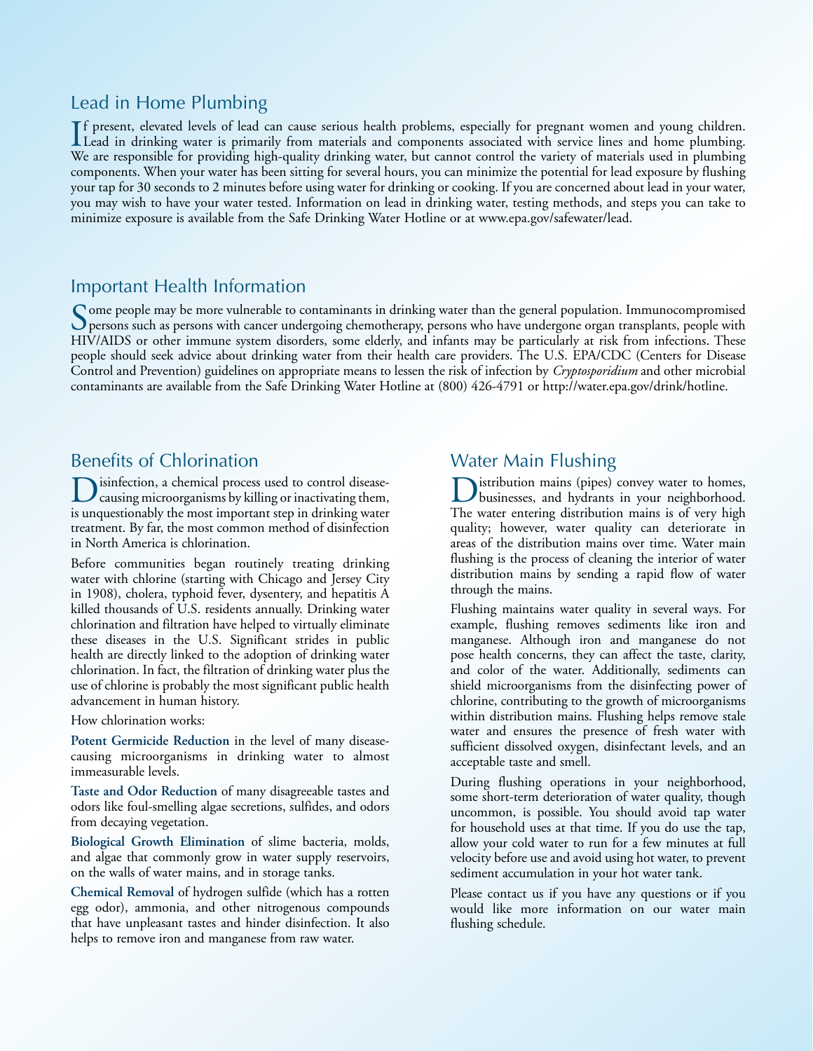## Lead in Home Plumbing

If present, elevated levels of lead can cause serious health problems, especially for pregnant women and young children. Lead in drinking water is primarily from materials and components associated with service lines and home plumbing. We are responsible for providing high-quality drinking water, but cannot control the variety of materials used in plumbing components. When your water has been sitting for several hours, you can minimize the potential for lead exposure by flushing your tap for 30 seconds to 2 minutes before using water for drinking or cooking. If you are concerned about lead in your water, you may wish to have your water tested. Information on lead in drinking water, testing methods, and steps you can take to minimize exposure is available from the Safe Drinking Water Hotline or at www.epa.gov/safewater/lead.

## Important Health Information

Some people may be more vulnerable to contaminants in drinking water than the general population. Immunocompromised persons such as persons with cancer undergoing chemotherapy, persons who have undergone organ transplants, people with HIV/AIDS or other immune system disorders, some elderly, and infants may be particularly at risk from infections. These people should seek advice about drinking water from their health care providers. The U.S. EPA/CDC (Centers for Disease Control and Prevention) guidelines on appropriate means to lessen the risk of infection by *Cryptosporidium* and other microbial contaminants are available from the Safe Drinking Water Hotline at (800) 426-4791 or http://water.epa.gov/drink/hotline.

## Benefits of Chlorination

Disinfection, a chemical process used to control disease-causing microorganisms by killing or inactivating them, is unquestionably the most important step in drinking water treatment. By far, the most common method of disinfection in North America is chlorination.

Before communities began routinely treating drinking water with chlorine (starting with Chicago and Jersey City in 1908), cholera, typhoid fever, dysentery, and hepatitis A killed thousands of U.S. residents annually. Drinking water chlorination and filtration have helped to virtually eliminate these diseases in the U.S. Significant strides in public health are directly linked to the adoption of drinking water chlorination. In fact, the filtration of drinking water plus the use of chlorine is probably the most significant public health advancement in human history.

How chlorination works:

**Potent Germicide Reduction** in the level of many disease-causing microorganisms in drinking water to almost immeasurable levels.

**Taste and Odor Reduction** of many disagreeable tastes and odors like foul-smelling algae secretions, sulfides, and odors from decaying vegetation.

**Biological Growth Elimination** of slime bacteria, molds, and algae that commonly grow in water supply reservoirs, on the walls of water mains, and in storage tanks.

**Chemical Removal** of hydrogen sulfide (which has a rotten egg odor), ammonia, and other nitrogenous compounds that have unpleasant tastes and hinder disinfection. It also helps to remove iron and manganese from raw water.

## Water Main Flushing

Distribution mains (pipes) convey water to homes, businesses, and hydrants in your neighborhood. The water entering distribution mains is of very high quality; however, water quality can deteriorate in areas of the distribution mains over time. Water main flushing is the process of cleaning the interior of water distribution mains by sending a rapid flow of water through the mains.

Flushing maintains water quality in several ways. For example, flushing removes sediments like iron and manganese. Although iron and manganese do not pose health concerns, they can affect the taste, clarity, and color of the water. Additionally, sediments can shield microorganisms from the disinfecting power of chlorine, contributing to the growth of microorganisms within distribution mains. Flushing helps remove stale water and ensures the presence of fresh water with sufficient dissolved oxygen, disinfectant levels, and an acceptable taste and smell.

During flushing operations in your neighborhood, some short-term deterioration of water quality, though uncommon, is possible. You should avoid tap water for household uses at that time. If you do use the tap, allow your cold water to run for a few minutes at full velocity before use and avoid using hot water, to prevent sediment accumulation in your hot water tank.

Please contact us if you have any questions or if you would like more information on our water main flushing schedule.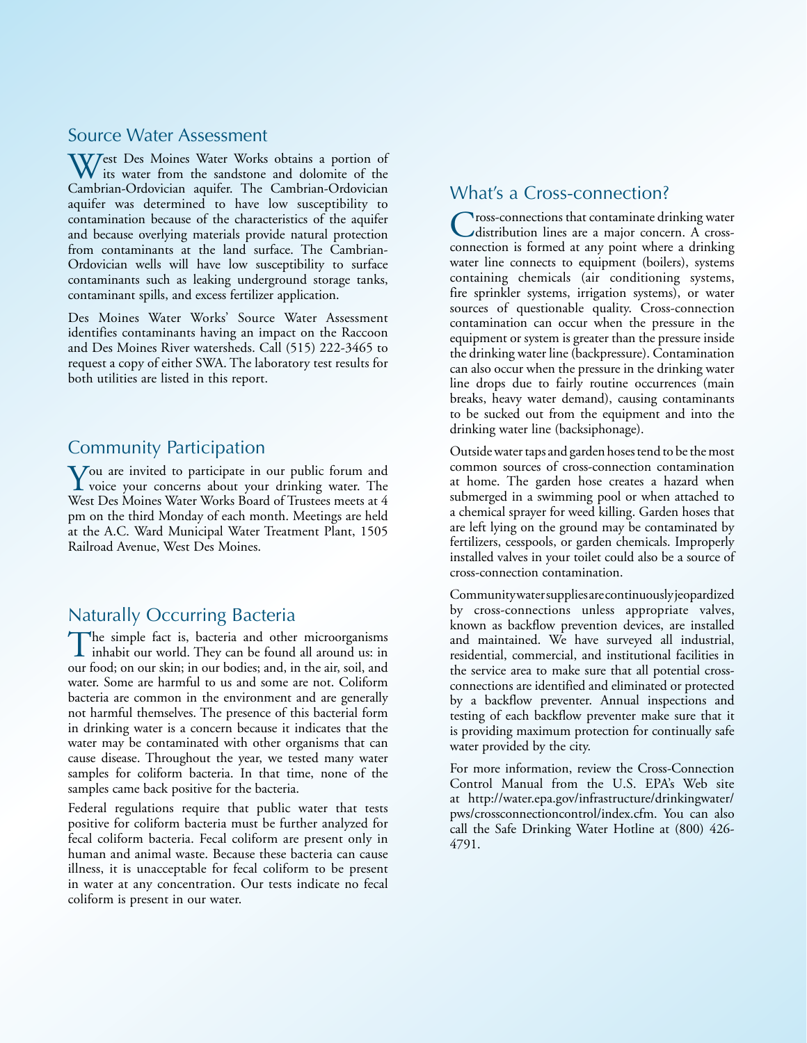## Source Water Assessment

West Des Moines Water Works obtains a portion of its water from the sandstone and dolomite of the Cambrian-Ordovician aquifer. The Cambrian-Ordovician aquifer was determined to have low susceptibility to contamination because of the characteristics of the aquifer and because overlying materials provide natural protection from contaminants at the land surface. The Cambrian-Ordovician wells will have low susceptibility to surface contaminants such as leaking underground storage tanks, contaminant spills, and excess fertilizer application.

Des Moines Water Works' Source Water Assessment identifies contaminants having an impact on the Raccoon and Des Moines River watersheds. Call (515) 222-3465 to request a copy of either SWA. The laboratory test results for both utilities are listed in this report.

## Community Participation

You are invited to participate in our public forum and voice your concerns about your drinking water. The West Des Moines Water Works Board of Trustees meets at 4 pm on the third Monday of each month. Meetings are held at the A.C. Ward Municipal Water Treatment Plant, 1505 Railroad Avenue, West Des Moines.

## Naturally Occurring Bacteria

The simple fact is, bacteria and other microorganisms inhabit our world. They can be found all around us: in our food; on our skin; in our bodies; and, in the air, soil, and water. Some are harmful to us and some are not. Coliform bacteria are common in the environment and are generally not harmful themselves. The presence of this bacterial form in drinking water is a concern because it indicates that the water may be contaminated with other organisms that can cause disease. Throughout the year, we tested many water samples for coliform bacteria. In that time, none of the samples came back positive for the bacteria.

Federal regulations require that public water that tests positive for coliform bacteria must be further analyzed for fecal coliform bacteria. Fecal coliform are present only in human and animal waste. Because these bacteria can cause illness, it is unacceptable for fecal coliform to be present in water at any concentration. Our tests indicate no fecal coliform is present in our water.

## What's a Cross-connection?

Cross-connections that contaminate drinking water distribution lines are a major concern. A cross-connection is formed at any point where a drinking water line connects to equipment (boilers), systems containing chemicals (air conditioning systems, fire sprinkler systems, irrigation systems), or water sources of questionable quality. Cross-connection contamination can occur when the pressure in the equipment or system is greater than the pressure inside the drinking water line (backpressure). Contamination can also occur when the pressure in the drinking water line drops due to fairly routine occurrences (main breaks, heavy water demand), causing contaminants to be sucked out from the equipment and into the drinking water line (backsiphonage).

Outside water taps and garden hoses tend to be the most common sources of cross-connection contamination at home. The garden hose creates a hazard when submerged in a swimming pool or when attached to a chemical sprayer for weed killing. Garden hoses that are left lying on the ground may be contaminated by fertilizers, cesspools, or garden chemicals. Improperly installed valves in your toilet could also be a source of cross-connection contamination.

Community water supplies are continuously jeopardized by cross-connections unless appropriate valves, known as backflow prevention devices, are installed and maintained. We have surveyed all industrial, residential, commercial, and institutional facilities in the service area to make sure that all potential cross-connections are identified and eliminated or protected by a backflow preventer. Annual inspections and testing of each backflow preventer make sure that it is providing maximum protection for continually safe water provided by the city.

For more information, review the Cross-Connection Control Manual from the U.S. EPA's Web site at http://water.epa.gov/infrastructure/drinkingwater/pws/crossconnectioncontrol/index.cfm. You can also call the Safe Drinking Water Hotline at (800) 426-4791.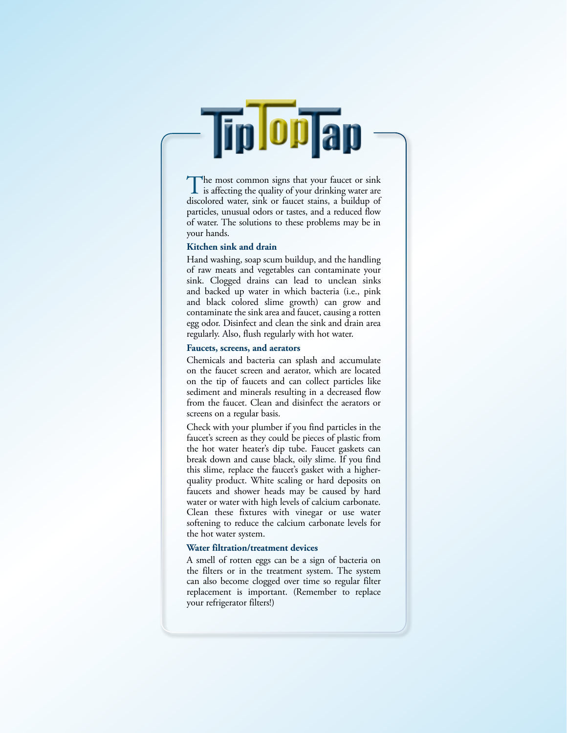# TipTopTap

The most common signs that your faucet or sink is affecting the quality of your drinking water are discolored water, sink or faucet stains, a buildup of particles, unusual odors or tastes, and a reduced flow of water. The solutions to these problems may be in your hands.

### Kitchen sink and drain

Hand washing, soap scum buildup, and the handling of raw meats and vegetables can contaminate your sink. Clogged drains can lead to unclean sinks and backed up water in which bacteria (i.e., pink and black colored slime growth) can grow and contaminate the sink area and faucet, causing a rotten egg odor. Disinfect and clean the sink and drain area regularly. Also, flush regularly with hot water.

### Faucets, screens, and aerators

Chemicals and bacteria can splash and accumulate on the faucet screen and aerator, which are located on the tip of faucets and can collect particles like sediment and minerals resulting in a decreased flow from the faucet. Clean and disinfect the aerators or screens on a regular basis.

Check with your plumber if you find particles in the faucet's screen as they could be pieces of plastic from the hot water heater's dip tube. Faucet gaskets can break down and cause black, oily slime. If you find this slime, replace the faucet's gasket with a higher-quality product. White scaling or hard deposits on faucets and shower heads may be caused by hard water or water with high levels of calcium carbonate. Clean these fixtures with vinegar or use water softening to reduce the calcium carbonate levels for the hot water system.

### Water filtration/treatment devices

A smell of rotten eggs can be a sign of bacteria on the filters or in the treatment system. The system can also become clogged over time so regular filter replacement is important. (Remember to replace your refrigerator filters!)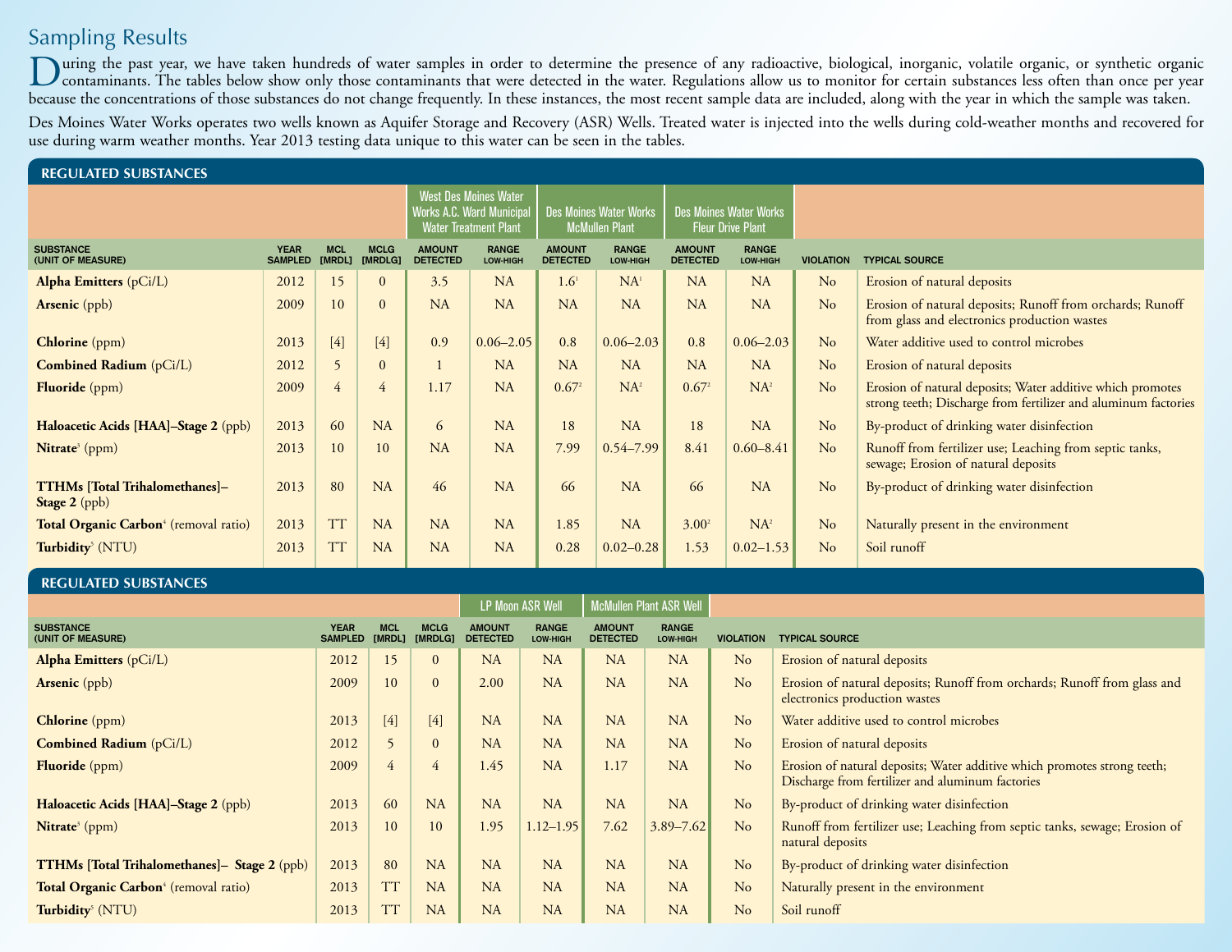## Sampling Results

During the past year, we have taken hundreds of water samples in order to determine the presence of any radioactive, biological, inorganic, volatile organic, or synthetic organic contaminants. The tables below show only those contaminants that were detected in the water. Regulations allow us to monitor for certain substances less often than once per year because the concentrations of those substances do not change frequently. In these instances, the most recent sample data are included, along with the year in which the sample was taken.

Des Moines Water Works operates two wells known as Aquifer Storage and Recovery (ASR) Wells. Treated water is injected into the wells during cold-weather months and recovered for use during warm weather months. Year 2013 testing data unique to this water can be seen in the tables.

### REGULATED SUBSTANCES

| | | | | West Des Moines Water Works A.C. Ward Municipal Water Treatment Plant | | Des Moines Water Works McMullen Plant | | Des Moines Water Works Fleur Drive Plant | | | |
|---|---|---|---|---|---|---|---|---|---|---|---|
| SUBSTANCE (UNIT OF MEASURE) | YEAR SAMPLED | MCL [MRDL] | MCLG [MRDLG] | AMOUNT DETECTED | RANGE LOW-HIGH | AMOUNT DETECTED | RANGE LOW-HIGH | AMOUNT DETECTED | RANGE LOW-HIGH | VIOLATION | TYPICAL SOURCE |
| **Alpha Emitters** (pCi/L) | 2012 | 15 | 0 | 3.5 | NA | 1.6[1] | NA[1] | NA | NA | No | Erosion of natural deposits |
| **Arsenic** (ppb) | 2009 | 10 | 0 | NA | NA | NA | NA | NA | NA | No | Erosion of natural deposits; Runoff from orchards; Runoff from glass and electronics production wastes |
| **Chlorine** (ppm) | 2013 | [4] | [4] | 0.9 | 0.06–2.05 | 0.8 | 0.06–2.03 | 0.8 | 0.06–2.03 | No | Water additive used to control microbes |
| **Combined Radium** (pCi/L) | 2012 | 5 | 0 | 1 | NA | NA | NA | NA | NA | No | Erosion of natural deposits |
| **Fluoride** (ppm) | 2009 | 4 | 4 | 1.17 | NA | 0.67[2] | NA[2] | 0.67[2] | NA[2] | No | Erosion of natural deposits; Water additive which promotes strong teeth; Discharge from fertilizer and aluminum factories |
| **Haloacetic Acids [HAA]–Stage 2** (ppb) | 2013 | 60 | NA | 6 | NA | 18 | NA | 18 | NA | No | By-product of drinking water disinfection |
| **Nitrate**[3] (ppm) | 2013 | 10 | 10 | NA | NA | 7.99 | 0.54–7.99 | 8.41 | 0.60–8.41 | No | Runoff from fertilizer use; Leaching from septic tanks, sewage; Erosion of natural deposits |
| **TTHMs [Total Trihalomethanes]–Stage 2** (ppb) | 2013 | 80 | NA | 46 | NA | 66 | NA | 66 | NA | No | By-product of drinking water disinfection |
| **Total Organic Carbon**[4] (removal ratio) | 2013 | TT | NA | NA | NA | 1.85 | NA | 3.00[2] | NA[2] | No | Naturally present in the environment |
| **Turbidity**[5] (NTU) | 2013 | TT | NA | NA | NA | 0.28 | 0.02–0.28 | 1.53 | 0.02–1.53 | No | Soil runoff |

### REGULATED SUBSTANCES

| | | | | LP Moon ASR Well | | McMullen Plant ASR Well | | | |
|---|---|---|---|---|---|---|---|---|---|
| SUBSTANCE (UNIT OF MEASURE) | YEAR SAMPLED | MCL [MRDL] | MCLG [MRDLG] | AMOUNT DETECTED | RANGE LOW-HIGH | AMOUNT DETECTED | RANGE LOW-HIGH | VIOLATION | TYPICAL SOURCE |
| **Alpha Emitters** (pCi/L) | 2012 | 15 | 0 | NA | NA | NA | NA | No | Erosion of natural deposits |
| **Arsenic** (ppb) | 2009 | 10 | 0 | 2.00 | NA | NA | NA | No | Erosion of natural deposits; Runoff from orchards; Runoff from glass and electronics production wastes |
| **Chlorine** (ppm) | 2013 | [4] | [4] | NA | NA | NA | NA | No | Water additive used to control microbes |
| **Combined Radium** (pCi/L) | 2012 | 5 | 0 | NA | NA | NA | NA | No | Erosion of natural deposits |
| **Fluoride** (ppm) | 2009 | 4 | 4 | 1.45 | NA | 1.17 | NA | No | Erosion of natural deposits; Water additive which promotes strong teeth; Discharge from fertilizer and aluminum factories |
| **Haloacetic Acids [HAA]–Stage 2** (ppb) | 2013 | 60 | NA | NA | NA | NA | NA | No | By-product of drinking water disinfection |
| **Nitrate**[3] (ppm) | 2013 | 10 | 10 | 1.95 | 1.12–1.95 | 7.62 | 3.89–7.62 | No | Runoff from fertilizer use; Leaching from septic tanks, sewage; Erosion of natural deposits |
| **TTHMs [Total Trihalomethanes]– Stage 2** (ppb) | 2013 | 80 | NA | NA | NA | NA | NA | No | By-product of drinking water disinfection |
| **Total Organic Carbon**[4] (removal ratio) | 2013 | TT | NA | NA | NA | NA | NA | No | Naturally present in the environment |
| **Turbidity**[5] (NTU) | 2013 | TT | NA | NA | NA | NA | NA | No | Soil runoff |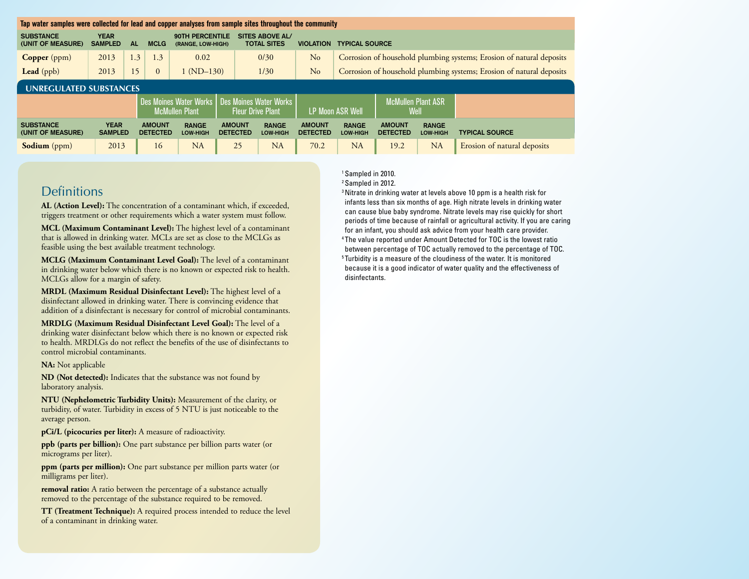| Tap water samples were collected for lead and copper analyses from sample sites throughout the community | | | | | | | |
|---|---|---|---|---|---|---|---|
| SUBSTANCE (UNIT OF MEASURE) | YEAR SAMPLED | AL | MCLG | 90TH PERCENTILE (RANGE, LOW-HIGH) | SITES ABOVE AL/ TOTAL SITES | VIOLATION | TYPICAL SOURCE |
| **Copper** (ppm) | 2013 | 1.3 | 1.3 | 0.02 | 0/30 | No | Corrosion of household plumbing systems; Erosion of natural deposits |
| **Lead** (ppb) | 2013 | 15 | 0 | 1 (ND–130) | 1/30 | No | Corrosion of household plumbing systems; Erosion of natural deposits |

## UNREGULATED SUBSTANCES

| | | Des Moines Water Works McMullen Plant | | Des Moines Water Works Fleur Drive Plant | | LP Moon ASR Well | | McMullen Plant ASR Well | | |
|---|---|---|---|---|---|---|---|---|---|---|
| SUBSTANCE (UNIT OF MEASURE) | YEAR SAMPLED | AMOUNT DETECTED | RANGE LOW-HIGH | AMOUNT DETECTED | RANGE LOW-HIGH | AMOUNT DETECTED | RANGE LOW-HIGH | AMOUNT DETECTED | RANGE LOW-HIGH | TYPICAL SOURCE |
| **Sodium** (ppm) | 2013 | 16 | NA | 25 | NA | 70.2 | NA | 19.2 | NA | Erosion of natural deposits |

## Definitions

**AL (Action Level):** The concentration of a contaminant which, if exceeded, triggers treatment or other requirements which a water system must follow.

**MCL (Maximum Contaminant Level):** The highest level of a contaminant that is allowed in drinking water. MCLs are set as close to the MCLGs as feasible using the best available treatment technology.

**MCLG (Maximum Contaminant Level Goal):** The level of a contaminant in drinking water below which there is no known or expected risk to health. MCLGs allow for a margin of safety.

**MRDL (Maximum Residual Disinfectant Level):** The highest level of a disinfectant allowed in drinking water. There is convincing evidence that addition of a disinfectant is necessary for control of microbial contaminants.

**MRDLG (Maximum Residual Disinfectant Level Goal):** The level of a drinking water disinfectant below which there is no known or expected risk to health. MRDLGs do not reflect the benefits of the use of disinfectants to control microbial contaminants.

**NA:** Not applicable

**ND (Not detected):** Indicates that the substance was not found by laboratory analysis.

**NTU (Nephelometric Turbidity Units):** Measurement of the clarity, or turbidity, of water. Turbidity in excess of 5 NTU is just noticeable to the average person.

**pCi/L (picocuries per liter):** A measure of radioactivity.

**ppb (parts per billion):** One part substance per billion parts water (or micrograms per liter).

**ppm (parts per million):** One part substance per million parts water (or milligrams per liter).

**removal ratio:** A ratio between the percentage of a substance actually removed to the percentage of the substance required to be removed.

**TT (Treatment Technique):** A required process intended to reduce the level of a contaminant in drinking water.

[1] Sampled in 2010.

[2] Sampled in 2012.

[3] Nitrate in drinking water at levels above 10 ppm is a health risk for infants less than six months of age. High nitrate levels in drinking water can cause blue baby syndrome. Nitrate levels may rise quickly for short periods of time because of rainfall or agricultural activity. If you are caring for an infant, you should ask advice from your health care provider.

[4] The value reported under Amount Detected for TOC is the lowest ratio between percentage of TOC actually removed to the percentage of TOC.

[5] Turbidity is a measure of the cloudiness of the water. It is monitored because it is a good indicator of water quality and the effectiveness of disinfectants.